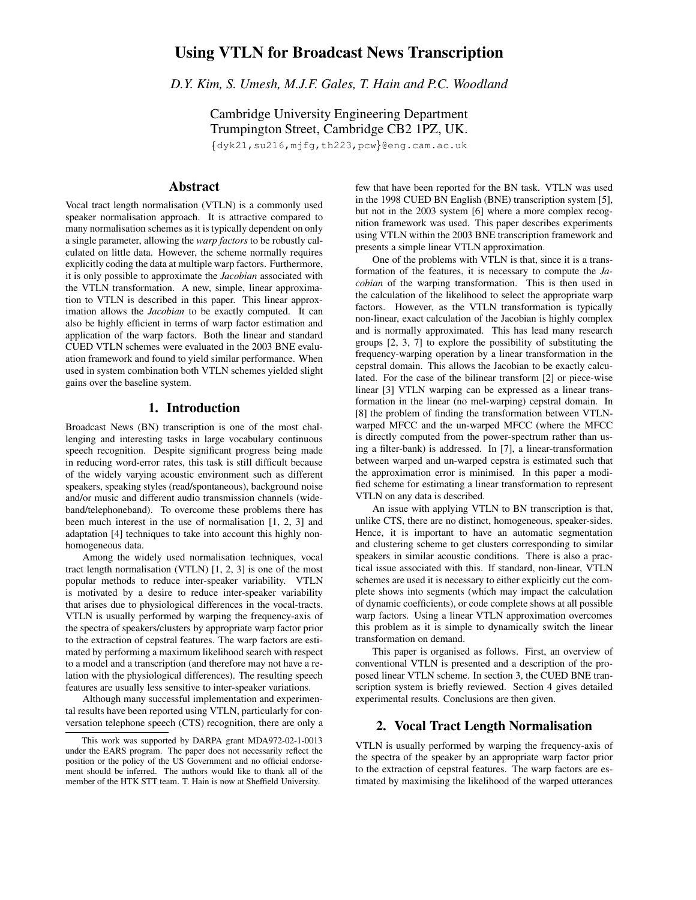# Using VTLN for Broadcast News Transcription

*D.Y. Kim, S. Umesh, M.J.F. Gales, T. Hain and P.C. Woodland*

Cambridge University Engineering Department
Trumpington Street, Cambridge CB2 1PZ, UK.

{dyk21,su216,mjfg,th223,pcw}@eng.cam.ac.uk

## Abstract

Vocal tract length normalisation (VTLN) is a commonly used speaker normalisation approach. It is attractive compared to many normalisation schemes as it is typically dependent on only a single parameter, allowing the *warp factors* to be robustly calculated on little data. However, the scheme normally requires explicitly coding the data at multiple warp factors. Furthermore, it is only possible to approximate the *Jacobian* associated with the VTLN transformation. A new, simple, linear approximation to VTLN is described in this paper. This linear approximation allows the *Jacobian* to be exactly computed. It can also be highly efficient in terms of warp factor estimation and application of the warp factors. Both the linear and standard CUED VTLN schemes were evaluated in the 2003 BNE evaluation framework and found to yield similar performance. When used in system combination both VTLN schemes yielded slight gains over the baseline system.

## 1. Introduction

Broadcast News (BN) transcription is one of the most challenging and interesting tasks in large vocabulary continuous speech recognition. Despite significant progress being made in reducing word-error rates, this task is still difficult because of the widely varying acoustic environment such as different speakers, speaking styles (read/spontaneous), background noise and/or music and different audio transmission channels (wideband/telephoneband). To overcome these problems there has been much interest in the use of normalisation [1, 2, 3] and adaptation [4] techniques to take into account this highly nonhomogeneous data.

Among the widely used normalisation techniques, vocal tract length normalisation (VTLN) [1, 2, 3] is one of the most popular methods to reduce inter-speaker variability. VTLN is motivated by a desire to reduce inter-speaker variability that arises due to physiological differences in the vocal-tracts. VTLN is usually performed by warping the frequency-axis of the spectra of speakers/clusters by appropriate warp factor prior to the extraction of cepstral features. The warp factors are estimated by performing a maximum likelihood search with respect to a model and a transcription (and therefore may not have a relation with the physiological differences). The resulting speech features are usually less sensitive to inter-speaker variations.

Although many successful implementation and experimental results have been reported using VTLN, particularly for conversation telephone speech (CTS) recognition, there are only a few that have been reported for the BN task. VTLN was used in the 1998 CUED BN English (BNE) transcription system [5], but not in the 2003 system [6] where a more complex recognition framework was used. This paper describes experiments using VTLN within the 2003 BNE transcription framework and presents a simple linear VTLN approximation.

One of the problems with VTLN is that, since it is a transformation of the features, it is necessary to compute the *Jacobian* of the warping transformation. This is then used in the calculation of the likelihood to select the appropriate warp factors. However, as the VTLN transformation is typically non-linear, exact calculation of the Jacobian is highly complex and is normally approximated. This has lead many research groups [2, 3, 7] to explore the possibility of substituting the frequency-warping operation by a linear transformation in the cepstral domain. This allows the Jacobian to be exactly calculated. For the case of the bilinear transform [2] or piece-wise linear [3] VTLN warping can be expressed as a linear transformation in the linear (no mel-warping) cepstral domain. In [8] the problem of finding the transformation between VTLN-warped MFCC and the un-warped MFCC (where the MFCC is directly computed from the power-spectrum rather than using a filter-bank) is addressed. In [7], a linear-transformation between warped and un-warped cepstra is estimated such that the approximation error is minimised. In this paper a modified scheme for estimating a linear transformation to represent VTLN on any data is described.

An issue with applying VTLN to BN transcription is that, unlike CTS, there are no distinct, homogeneous, speaker-sides. Hence, it is important to have an automatic segmentation and clustering scheme to get clusters corresponding to similar speakers in similar acoustic conditions. There is also a practical issue associated with this. If standard, non-linear, VTLN schemes are used it is necessary to either explicitly cut the complete shows into segments (which may impact the calculation of dynamic coefficients), or code complete shows at all possible warp factors. Using a linear VTLN approximation overcomes this problem as it is simple to dynamically switch the linear transformation on demand.

This paper is organised as follows. First, an overview of conventional VTLN is presented and a description of the proposed linear VTLN scheme. In section 3, the CUED BNE transcription system is briefly reviewed. Section 4 gives detailed experimental results. Conclusions are then given.

## 2. Vocal Tract Length Normalisation

VTLN is usually performed by warping the frequency-axis of the spectra of the speaker by an appropriate warp factor prior to the extraction of cepstral features. The warp factors are estimated by maximising the likelihood of the warped utterances

---

This work was supported by DARPA grant MDA972-02-1-0013 under the EARS program. The paper does not necessarily reflect the position or the policy of the US Government and no official endorsement should be inferred. The authors would like to thank all of the member of the HTK STT team. T. Hain is now at Sheffield University.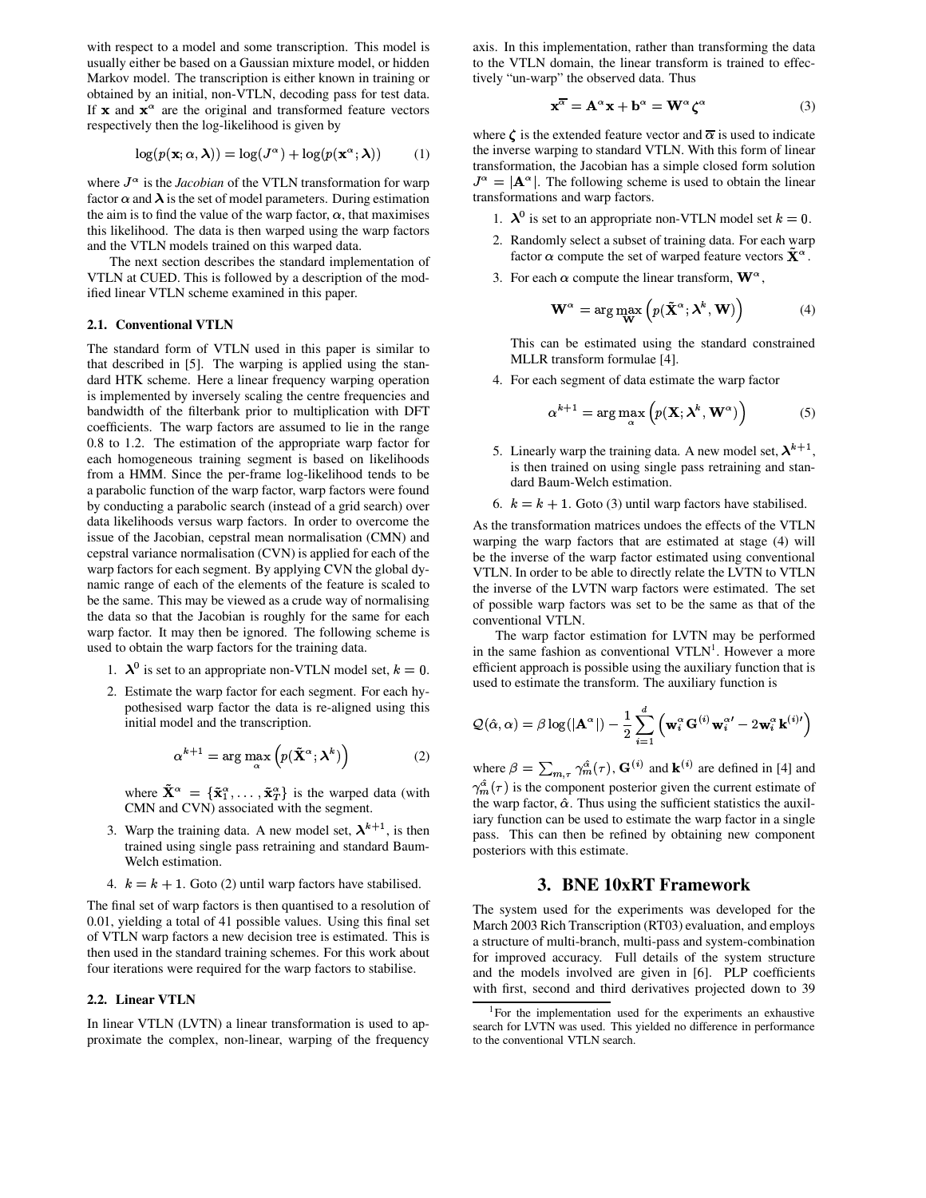with respect to a model and some transcription. This model is usually either be based on a Gaussian mixture model, or hidden Markov model. The transcription is either known in training or obtained by an initial, non-VTLN, decoding pass for test data. If $\mathbf{x}$ and $\mathbf{x}^{\alpha}$ are the original and transformed feature vectors respectively then the log-likelihood is given by

$$\log(p(\mathbf{x};\alpha,\boldsymbol{\lambda})) = \log(J^{\alpha}) + \log(p(\mathbf{x}^{\alpha};\boldsymbol{\lambda})) \qquad (1)$$

where $J^{\alpha}$ is the *Jacobian* of the VTLN transformation for warp factor $\alpha$ and $\boldsymbol{\lambda}$ is the set of model parameters. During estimation the aim is to find the value of the warp factor, $\alpha$, that maximises this likelihood. The data is then warped using the warp factors and the VTLN models trained on this warped data.

The next section describes the standard implementation of VTLN at CUED. This is followed by a description of the modified linear VTLN scheme examined in this paper.

### 2.1. Conventional VTLN

The standard form of VTLN used in this paper is similar to that described in [5]. The warping is applied using the standard HTK scheme. Here a linear frequency warping operation is implemented by inversely scaling the centre frequencies and bandwidth of the filterbank prior to multiplication with DFT coefficients. The warp factors are assumed to lie in the range 0.8 to 1.2. The estimation of the appropriate warp factor for each homogeneous training segment is based on likelihoods from a HMM. Since the per-frame log-likelihood tends to be a parabolic function of the warp factor, warp factors were found by conducting a parabolic search (instead of a grid search) over data likelihoods versus warp factors. In order to overcome the issue of the Jacobian, cepstral mean normalisation (CMN) and cepstral variance normalisation (CVN) is applied for each of the warp factors for each segment. By applying CVN the global dynamic range of each of the elements of the feature is scaled to be the same. This may be viewed as a crude way of normalising the data so that the Jacobian is roughly for the same for each warp factor. It may then be ignored. The following scheme is used to obtain the warp factors for the training data.

1. $\boldsymbol{\lambda}^{0}$ is set to an appropriate non-VTLN model set, $k = 0$.
2. Estimate the warp factor for each segment. For each hypothesised warp factor the data is re-aligned using this initial model and the transcription.

$$\alpha^{k+1} = \arg\max_{\alpha}\left(p(\tilde{\mathbf{X}}^{\alpha};\boldsymbol{\lambda}^{k})\right) \qquad (2)$$

   where $\tilde{\mathbf{X}}^{\alpha} = \{\tilde{\mathbf{x}}_1^{\alpha},\ldots,\tilde{\mathbf{x}}_T^{\alpha}\}$ is the warped data (with CMN and CVN) associated with the segment.
3. Warp the training data. A new model set, $\boldsymbol{\lambda}^{k+1}$, is then trained using single pass retraining and standard Baum-Welch estimation.
4. $k = k + 1$. Goto (2) until warp factors have stabilised.

The final set of warp factors is then quantised to a resolution of 0.01, yielding a total of 41 possible values. Using this final set of VTLN warp factors a new decision tree is estimated. This is then used in the standard training schemes. For this work about four iterations were required for the warp factors to stabilise.

### 2.2. Linear VTLN

In linear VTLN (LVTN) a linear transformation is used to approximate the complex, non-linear, warping of the frequency axis. In this implementation, rather than transforming the data to the VTLN domain, the linear transform is trained to effectively "un-warp" the observed data. Thus

$$\mathbf{x}^{\overline{\alpha}} = \mathbf{A}^{\alpha}\mathbf{x} + \mathbf{b}^{\alpha} = \mathbf{W}^{\alpha}\boldsymbol{\zeta}^{\alpha} \qquad (3)$$

where $\boldsymbol{\zeta}$ is the extended feature vector and $\overline{\alpha}$ is used to indicate the inverse warping to standard VTLN. With this form of linear transformation, the Jacobian has a simple closed form solution $J^{\alpha} = |\mathbf{A}^{\alpha}|$. The following scheme is used to obtain the linear transformations and warp factors.

1. $\boldsymbol{\lambda}^{0}$ is set to an appropriate non-VTLN model set $k = 0$.
2. Randomly select a subset of training data. For each warp factor $\alpha$ compute the set of warped feature vectors $\tilde{\mathbf{X}}^{\alpha}$.
3. For each $\alpha$ compute the linear transform, $\mathbf{W}^{\alpha}$,

$$\mathbf{W}^{\alpha} = \arg\max_{\mathbf{W}}\left(p(\tilde{\mathbf{X}}^{\alpha};\boldsymbol{\lambda}^{k},\mathbf{W})\right) \qquad (4)$$

   This can be estimated using the standard constrained MLLR transform formulae [4].
4. For each segment of data estimate the warp factor

$$\alpha^{k+1} = \arg\max_{\alpha}\left(p(\mathbf{X};\boldsymbol{\lambda}^{k},\mathbf{W}^{\alpha})\right) \qquad (5)$$

5. Linearly warp the training data. A new model set, $\boldsymbol{\lambda}^{k+1}$, is then trained on using single pass retraining and standard Baum-Welch estimation.
6. $k = k + 1$. Goto (3) until warp factors have stabilised.

As the transformation matrices undoes the effects of the VTLN warping the warp factors that are estimated at stage (4) will be the inverse of the warp factor estimated using conventional VTLN. In order to be able to directly relate the LVTN to VTLN the inverse of the LVTN warp factors were estimated. The set of possible warp factors was set to be the same as that of the conventional VTLN.

The warp factor estimation for LVTN may be performed in the same fashion as conventional VTLN[1]. However a more efficient approach is possible using the auxiliary function that is used to estimate the transform. The auxiliary function is

$$\mathcal{Q}(\hat{\alpha},\alpha) = \beta\log(|\mathbf{A}^{\alpha}|) - \frac{1}{2}\sum_{i=1}^{d}\left(\mathbf{w}_i^{\alpha}\mathbf{G}^{(i)}\mathbf{w}_i^{\alpha\prime} - 2\mathbf{w}_i^{\alpha}\mathbf{k}^{(i)\prime}\right)$$

where $\beta = \sum_{m,\tau}\gamma_m^{\hat{\alpha}}(\tau)$, $\mathbf{G}^{(i)}$ and $\mathbf{k}^{(i)}$ are defined in [4] and $\gamma_m^{\hat{\alpha}}(\tau)$ is the component posterior given the current estimate of the warp factor, $\hat{\alpha}$. Thus using the sufficient statistics the auxiliary function can be used to estimate the warp factor in a single pass. This can then be refined by obtaining new component posteriors with this estimate.

## 3. BNE 10xRT Framework

The system used for the experiments was developed for the March 2003 Rich Transcription (RT03) evaluation, and employs a structure of multi-branch, multi-pass and system-combination for improved accuracy. Full details of the system structure and the models involved are given in [6]. PLP coefficients with first, second and third derivatives projected down to 39

[1] For the implementation used for the experiments an exhaustive search for LVTN was used. This yielded no difference in performance to the conventional VTLN search.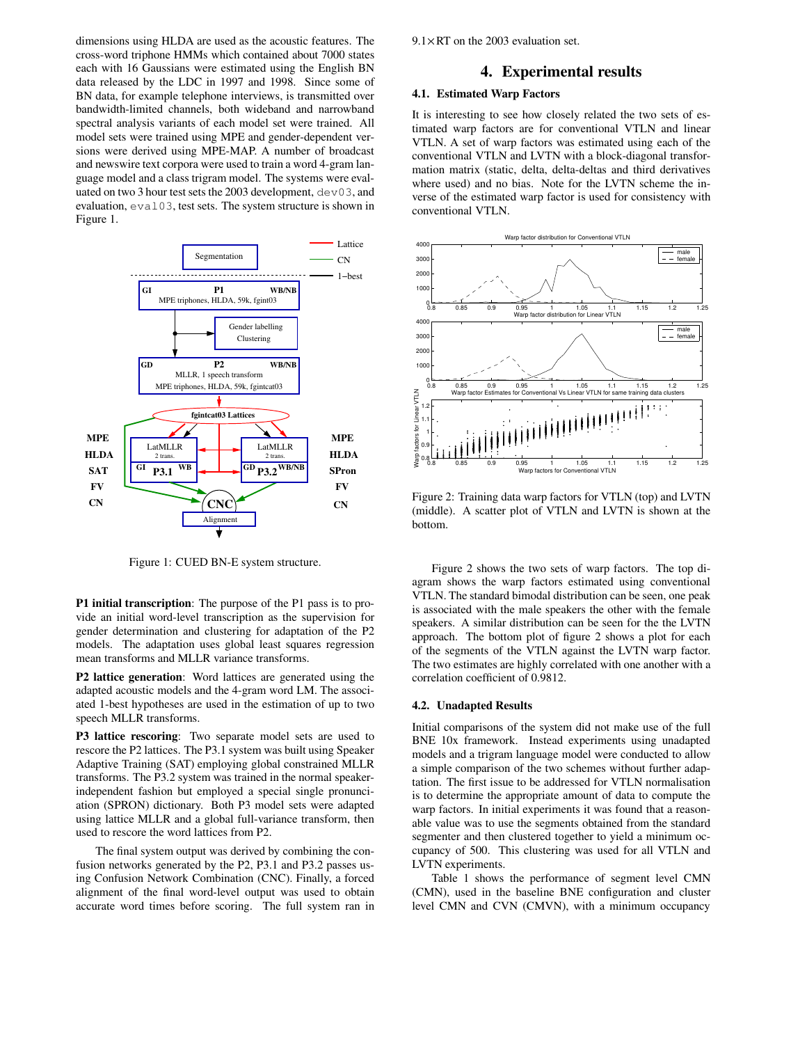dimensions using HLDA are used as the acoustic features. The cross-word triphone HMMs which contained about 7000 states each with 16 Gaussians were estimated using the English BN data released by the LDC in 1997 and 1998. Since some of BN data, for example telephone interviews, is transmitted over bandwidth-limited channels, both wideband and narrowband spectral analysis variants of each model set were trained. All model sets were trained using MPE and gender-dependent versions were derived using MPE-MAP. A number of broadcast and newswire text corpora were used to train a word 4-gram language model and a class trigram model. The systems were evaluated on two 3 hour test sets the 2003 development, `dev03`, and evaluation, `eval03`, test sets. The system structure is shown in Figure 1.

Figure 1: CUED BN-E system structure.

**P1 initial transcription**: The purpose of the P1 pass is to provide an initial word-level transcription as the supervision for gender determination and clustering for adaptation of the P2 models. The adaptation uses global least squares regression mean transforms and MLLR variance transforms.

**P2 lattice generation**: Word lattices are generated using the adapted acoustic models and the 4-gram word LM. The associated 1-best hypotheses are used in the estimation of up to two speech MLLR transforms.

**P3 lattice rescoring**: Two separate model sets are used to rescore the P2 lattices. The P3.1 system was built using Speaker Adaptive Training (SAT) employing global constrained MLLR transforms. The P3.2 system was trained in the normal speaker-independent fashion but employed a special single pronunciation (SPRON) dictionary. Both P3 model sets were adapted using lattice MLLR and a global full-variance transform, then used to rescore the word lattices from P2.

The final system output was derived by combining the confusion networks generated by the P2, P3.1 and P3.2 passes using Confusion Network Combination (CNC). Finally, a forced alignment of the final word-level output was used to obtain accurate word times before scoring. The full system ran in 9.1×RT on the 2003 evaluation set.

## 4. Experimental results

### 4.1. Estimated Warp Factors

It is interesting to see how closely related the two sets of estimated warp factors are for conventional VTLN and linear VTLN. A set of warp factors was estimated using each of the conventional VTLN and LVTN with a block-diagonal transformation matrix (static, delta, delta-deltas and third derivatives where used) and no bias. Note for the LVTN scheme the inverse of the estimated warp factor is used for consistency with conventional VTLN.

Figure 2: Training data warp factors for VTLN (top) and LVTN (middle). A scatter plot of VTLN and LVTN is shown at the bottom.

Figure 2 shows the two sets of warp factors. The top diagram shows the warp factors estimated using conventional VTLN. The standard bimodal distribution can be seen, one peak is associated with the male speakers the other with the female speakers. A similar distribution can be seen for the the LVTN approach. The bottom plot of figure 2 shows a plot for each of the segments of the VTLN against the LVTN warp factor. The two estimates are highly correlated with one another with a correlation coefficient of 0.9812.

### 4.2. Unadapted Results

Initial comparisons of the system did not make use of the full BNE 10x framework. Instead experiments using unadapted models and a trigram language model were conducted to allow a simple comparison of the two schemes without further adaptation. The first issue to be addressed for VTLN normalisation is to determine the appropriate amount of data to compute the warp factors. In initial experiments it was found that a reasonable value was to use the segments obtained from the standard segmenter and then clustered together to yield a minimum occupancy of 500. This clustering was used for all VTLN and LVTN experiments.

Table 1 shows the performance of segment level CMN (CMN), used in the baseline BNE configuration and cluster level CMN and CVN (CMVN), with a minimum occupancy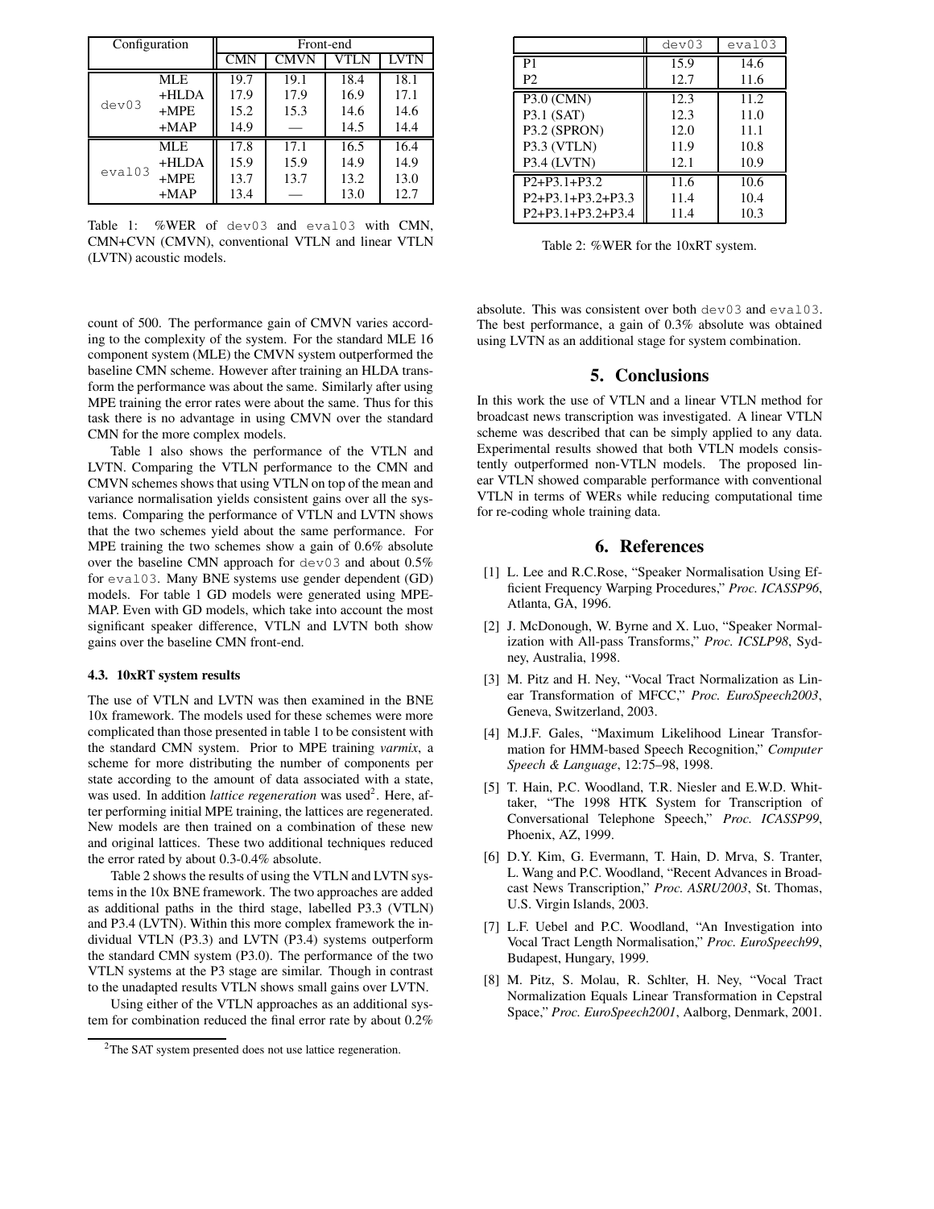| Configuration | | Front-end | | | |
|---|---|---|---|---|---|
| | | CMN | CMVN | VTLN | LVTN |
| dev03 | MLE | 19.7 | 19.1 | 18.4 | 18.1 |
| | +HLDA | 17.9 | 17.9 | 16.9 | 17.1 |
| | +MPE | 15.2 | 15.3 | 14.6 | 14.6 |
| | +MAP | 14.9 | — | 14.5 | 14.4 |
| eval03 | MLE | 17.8 | 17.1 | 16.5 | 16.4 |
| | +HLDA | 15.9 | 15.9 | 14.9 | 14.9 |
| | +MPE | 13.7 | 13.7 | 13.2 | 13.0 |
| | +MAP | 13.4 | — | 13.0 | 12.7 |

Table 1: %WER of dev03 and eval03 with CMN, CMN+CVN (CMVN), conventional VTLN and linear VTLN (LVTN) acoustic models.

count of 500. The performance gain of CMVN varies according to the complexity of the system. For the standard MLE 16 component system (MLE) the CMVN system outperformed the baseline CMN scheme. However after training an HLDA transform the performance was about the same. Similarly after using MPE training the error rates were about the same. Thus for this task there is no advantage in using CMVN over the standard CMN for the more complex models.

Table 1 also shows the performance of the VTLN and LVTN. Comparing the VTLN performance to the CMN and CMVN schemes shows that using VTLN on top of the mean and variance normalisation yields consistent gains over all the systems. Comparing the performance of VTLN and LVTN shows that the two schemes yield about the same performance. For MPE training the two schemes show a gain of 0.6% absolute over the baseline CMN approach for dev03 and about 0.5% for eval03. Many BNE systems use gender dependent (GD) models. For table 1 GD models were generated using MPE-MAP. Even with GD models, which take into account the most significant speaker difference, VTLN and LVTN both show gains over the baseline CMN front-end.

### 4.3. 10xRT system results

The use of VTLN and LVTN was then examined in the BNE 10x framework. The models used for these schemes were more complicated than those presented in table 1 to be consistent with the standard CMN system. Prior to MPE training *varmix*, a scheme for more distributing the number of components per state according to the amount of data associated with a state, was used. In addition *lattice regeneration* was used[2]. Here, after performing initial MPE training, the lattices are regenerated. New models are then trained on a combination of these new and original lattices. These two additional techniques reduced the error rated by about 0.3-0.4% absolute.

Table 2 shows the results of using the VTLN and LVTN systems in the 10x BNE framework. The two approaches are added as additional paths in the third stage, labelled P3.3 (VTLN) and P3.4 (LVTN). Within this more complex framework the individual VTLN (P3.3) and LVTN (P3.4) systems outperform the standard CMN system (P3.0). The performance of the two VTLN systems at the P3 stage are similar. Though in contrast to the unadapted results VTLN shows small gains over LVTN.

Using either of the VTLN approaches as an additional system for combination reduced the final error rate by about 0.2% absolute. This was consistent over both dev03 and eval03. The best performance, a gain of 0.3% absolute was obtained using LVTN as an additional stage for system combination.

[2]The SAT system presented does not use lattice regeneration.

| | dev03 | eval03 |
|---|---|---|
| P1 | 15.9 | 14.6 |
| P2 | 12.7 | 11.6 |
| P3.0 (CMN) | 12.3 | 11.2 |
| P3.1 (SAT) | 12.3 | 11.0 |
| P3.2 (SPRON) | 12.0 | 11.1 |
| P3.3 (VTLN) | 11.9 | 10.8 |
| P3.4 (LVTN) | 12.1 | 10.9 |
| P2+P3.1+P3.2 | 11.6 | 10.6 |
| P2+P3.1+P3.2+P3.3 | 11.4 | 10.4 |
| P2+P3.1+P3.2+P3.4 | 11.4 | 10.3 |

Table 2: %WER for the 10xRT system.

## 5. Conclusions

In this work the use of VTLN and a linear VTLN method for broadcast news transcription was investigated. A linear VTLN scheme was described that can be simply applied to any data. Experimental results showed that both VTLN models consistently outperformed non-VTLN models. The proposed linear VTLN showed comparable performance with conventional VTLN in terms of WERs while reducing computational time for re-coding whole training data.

## 6. References

[1] L. Lee and R.C.Rose, "Speaker Normalisation Using Efficient Frequency Warping Procedures," *Proc. ICASSP96*, Atlanta, GA, 1996.

[2] J. McDonough, W. Byrne and X. Luo, "Speaker Normalization with All-pass Transforms," *Proc. ICSLP98*, Sydney, Australia, 1998.

[3] M. Pitz and H. Ney, "Vocal Tract Normalization as Linear Transformation of MFCC," *Proc. EuroSpeech2003*, Geneva, Switzerland, 2003.

[4] M.J.F. Gales, "Maximum Likelihood Linear Transformation for HMM-based Speech Recognition," *Computer Speech & Language*, 12:75–98, 1998.

[5] T. Hain, P.C. Woodland, T.R. Niesler and E.W.D. Whittaker, "The 1998 HTK System for Transcription of Conversational Telephone Speech," *Proc. ICASSP99*, Phoenix, AZ, 1999.

[6] D.Y. Kim, G. Evermann, T. Hain, D. Mrva, S. Tranter, L. Wang and P.C. Woodland, "Recent Advances in Broadcast News Transcription," *Proc. ASRU2003*, St. Thomas, U.S. Virgin Islands, 2003.

[7] L.F. Uebel and P.C. Woodland, "An Investigation into Vocal Tract Length Normalisation," *Proc. EuroSpeech99*, Budapest, Hungary, 1999.

[8] M. Pitz, S. Molau, R. Schlter, H. Ney, "Vocal Tract Normalization Equals Linear Transformation in Cepstral Space," *Proc. EuroSpeech2001*, Aalborg, Denmark, 2001.